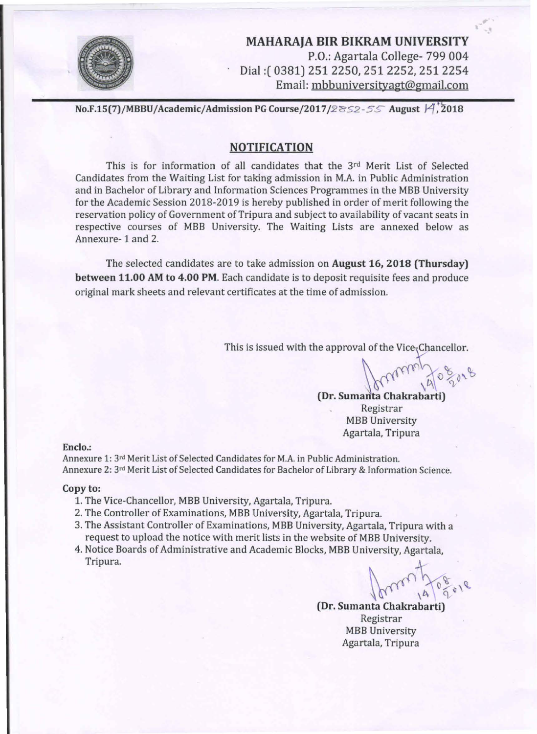# MAHARAJA BIR BIKRAM UNIVERSITY

P.O.: Agartala College- 799 004
Dial :( 0381) 251 2250, 251 2252, 251 2254
Email: mbbuniversityagt@gmail.com

**No.F.15(7)/MBBU/Academic/Admission PG Course/2017/2852-55 August 14, 2018**

## NOTIFICATION

This is for information of all candidates that the 3rd Merit List of Selected Candidates from the Waiting List for taking admission in M.A. in Public Administration and in Bachelor of Library and Information Sciences Programmes in the MBB University for the Academic Session 2018-2019 is hereby published in order of merit following the reservation policy of Government of Tripura and subject to availability of vacant seats in respective courses of MBB University. The Waiting Lists are annexed below as Annexure- 1 and 2.

The selected candidates are to take admission on **August 16, 2018 (Thursday) between 11.00 AM to 4.00 PM**. Each candidate is to deposit requisite fees and produce original mark sheets and relevant certificates at the time of admission.

This is issued with the approval of the Vice-Chancellor.

14/08/2018

**(Dr. Sumanta Chakrabarti)**
Registrar
MBB University
Agartala, Tripura

**Enclo.:**

Annexure 1: 3rd Merit List of Selected Candidates for M.A. in Public Administration.
Annexure 2: 3rd Merit List of Selected Candidates for Bachelor of Library & Information Science.

**Copy to:**

1. The Vice-Chancellor, MBB University, Agartala, Tripura.
2. The Controller of Examinations, MBB University, Agartala, Tripura.
3. The Assistant Controller of Examinations, MBB University, Agartala, Tripura with a request to upload the notice with merit lists in the website of MBB University.
4. Notice Boards of Administrative and Academic Blocks, MBB University, Agartala, Tripura.

14/08/2018

**(Dr. Sumanta Chakrabarti)**
Registrar
MBB University
Agartala, Tripura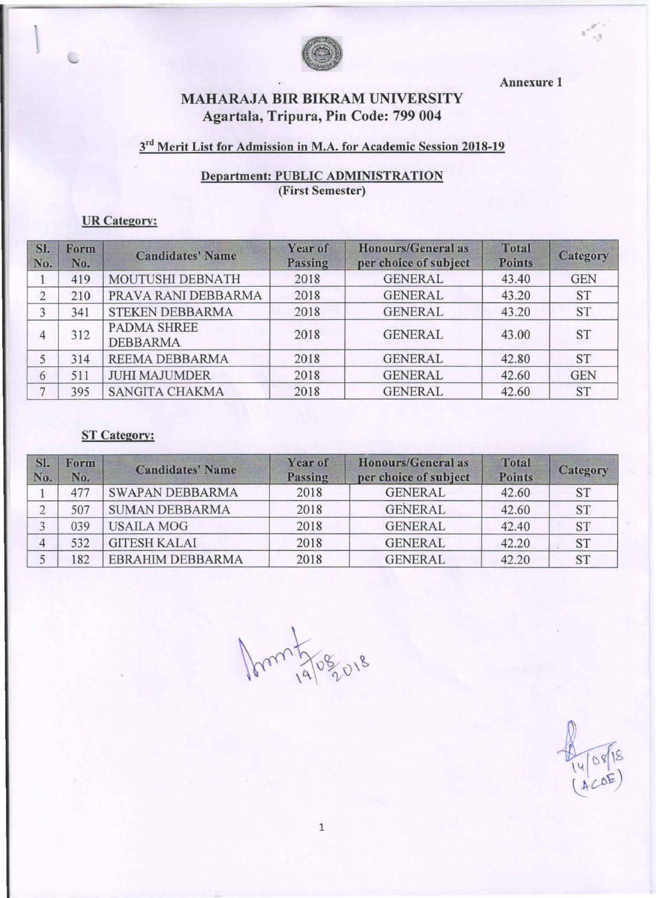Annexure 1

# MAHARAJA BIR BIKRAM UNIVERSITY
## Agartala, Tripura, Pin Code: 799 004

### 3rd Merit List for Admission in M.A. for Academic Session 2018-19

### Department: PUBLIC ADMINISTRATION
**(First Semester)**

**UR Category:**

| Sl. No. | Form No. | Candidates' Name | Year of Passing | Honours/General as per choice of subject | Total Points | Category |
|---|---|---|---|---|---|---|
| 1 | 419 | MOUTUSHI DEBNATH | 2018 | GENERAL | 43.40 | GEN |
| 2 | 210 | PRAVA RANI DEBBARMA | 2018 | GENERAL | 43.20 | ST |
| 3 | 341 | STEKEN DEBBARMA | 2018 | GENERAL | 43.20 | ST |
| 4 | 312 | PADMA SHREE DEBBARMA | 2018 | GENERAL | 43.00 | ST |
| 5 | 314 | REEMA DEBBARMA | 2018 | GENERAL | 42.80 | ST |
| 6 | 511 | JUHI MAJUMDER | 2018 | GENERAL | 42.60 | GEN |
| 7 | 395 | SANGITA CHAKMA | 2018 | GENERAL | 42.60 | ST |

**ST Category:**

| Sl. No. | Form No. | Candidates' Name | Year of Passing | Honours/General as per choice of subject | Total Points | Category |
|---|---|---|---|---|---|---|
| 1 | 477 | SWAPAN DEBBARMA | 2018 | GENERAL | 42.60 | ST |
| 2 | 507 | SUMAN DEBBARMA | 2018 | GENERAL | 42.60 | ST |
| 3 | 039 | USAILA MOG | 2018 | GENERAL | 42.40 | ST |
| 4 | 532 | GITESH KALAI | 2018 | GENERAL | 42.20 | ST |
| 5 | 182 | EBRAHIM DEBBARMA | 2018 | GENERAL | 42.20 | ST |

14/08/2018

14/08/18 (ACOE)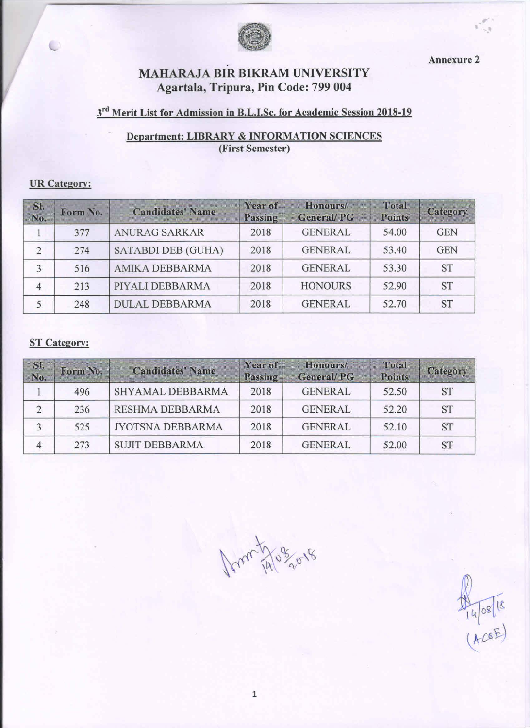Annexure 2

# MAHARAJA BIR BIKRAM UNIVERSITY
## Agartala, Tripura, Pin Code: 799 004

### 3rd Merit List for Admission in B.L.I.Sc. for Academic Session 2018-19

### Department: LIBRARY & INFORMATION SCIENCES
**(First Semester)**

**UR Category:**

| Sl. No. | Form No. | Candidates' Name | Year of Passing | Honours/ General/ PG | Total Points | Category |
|---|---|---|---|---|---|---|
| 1 | 377 | ANURAG SARKAR | 2018 | GENERAL | 54.00 | GEN |
| 2 | 274 | SATABDI DEB (GUHA) | 2018 | GENERAL | 53.40 | GEN |
| 3 | 516 | AMIKA DEBBARMA | 2018 | GENERAL | 53.30 | ST |
| 4 | 213 | PIYALI DEBBARMA | 2018 | HONOURS | 52.90 | ST |
| 5 | 248 | DULAL DEBBARMA | 2018 | GENERAL | 52.70 | ST |

**ST Category:**

| Sl. No. | Form No. | Candidates' Name | Year of Passing | Honours/ General/ PG | Total Points | Category |
|---|---|---|---|---|---|---|
| 1 | 496 | SHYAMAL DEBBARMA | 2018 | GENERAL | 52.50 | ST |
| 2 | 236 | RESHMA DEBBARMA | 2018 | GENERAL | 52.20 | ST |
| 3 | 525 | JYOTSNA DEBBARMA | 2018 | GENERAL | 52.10 | ST |
| 4 | 273 | SUJIT DEBBARMA | 2018 | GENERAL | 52.00 | ST |

14/08/2018

14/08/18
(ACOE)